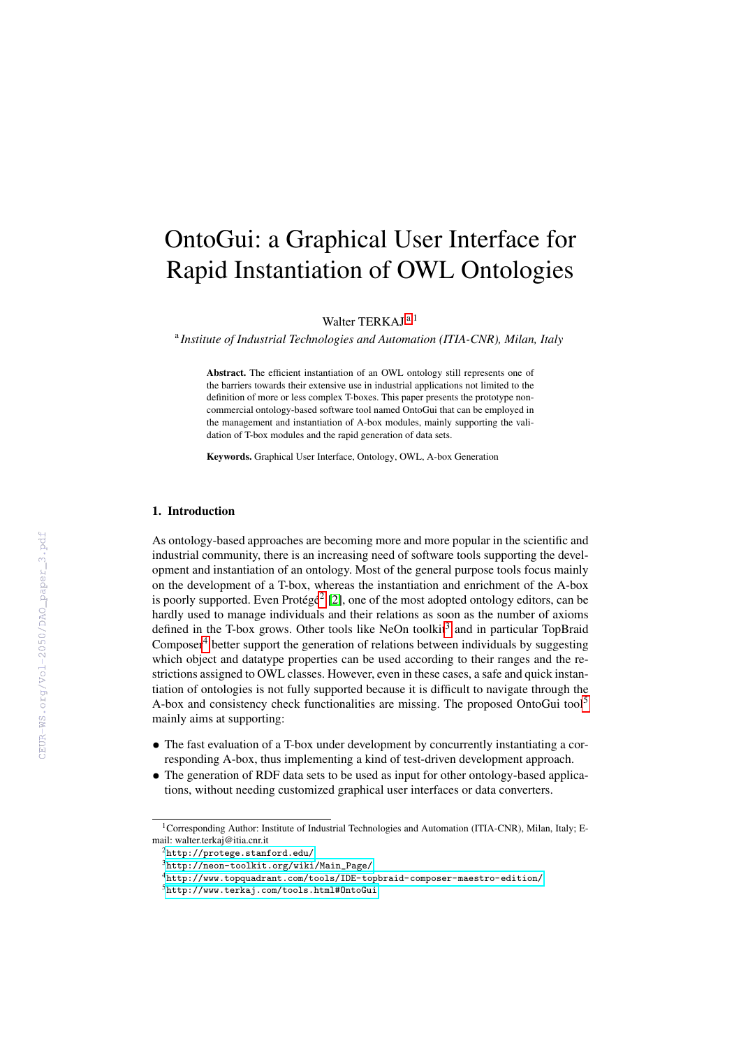# OntoGui: a Graphical User Interface for Rapid Instantiation of OWL Ontologies

Walter TERKAJ [a] [1]

[a] *Institute of Industrial Technologies and Automation (ITIA-CNR), Milan, Italy*

**Abstract.** The efficient instantiation of an OWL ontology still represents one of the barriers towards their extensive use in industrial applications not limited to the definition of more or less complex T-boxes. This paper presents the prototype non-commercial ontology-based software tool named OntoGui that can be employed in the management and instantiation of A-box modules, mainly supporting the validation of T-box modules and the rapid generation of data sets.

**Keywords.** Graphical User Interface, Ontology, OWL, A-box Generation

## 1. Introduction

As ontology-based approaches are becoming more and more popular in the scientific and industrial community, there is an increasing need of software tools supporting the development and instantiation of an ontology. Most of the general purpose tools focus mainly on the development of a T-box, whereas the instantiation and enrichment of the A-box is poorly supported. Even Protégé[2] [2], one of the most adopted ontology editors, can be hardly used to manage individuals and their relations as soon as the number of axioms defined in the T-box grows. Other tools like NeOn toolkit[3] and in particular TopBraid Composer[4] better support the generation of relations between individuals by suggesting which object and datatype properties can be used according to their ranges and the restrictions assigned to OWL classes. However, even in these cases, a safe and quick instantiation of ontologies is not fully supported because it is difficult to navigate through the A-box and consistency check functionalities are missing. The proposed OntoGui tool[5] mainly aims at supporting:

- The fast evaluation of a T-box under development by concurrently instantiating a corresponding A-box, thus implementing a kind of test-driven development approach.
- The generation of RDF data sets to be used as input for other ontology-based applications, without needing customized graphical user interfaces or data converters.

---

[1] Corresponding Author: Institute of Industrial Technologies and Automation (ITIA-CNR), Milan, Italy; E-mail: walter.terkaj@itia.cnr.it

[2] http://protege.stanford.edu/

[3] http://neon-toolkit.org/wiki/Main_Page/

[4] http://www.topquadrant.com/tools/IDE-topbraid-composer-maestro-edition/

[5] http://www.terkaj.com/tools.html#OntoGui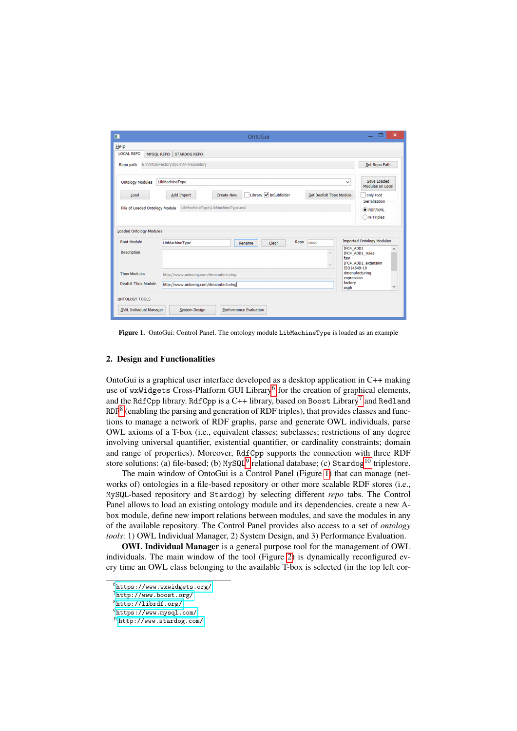**Figure 1.** OntoGui: Control Panel. The ontology module `LibMachineType` is loaded as an example

## 2. Design and Functionalities

OntoGui is a graphical user interface developed as a desktop application in C++ making use of `wxWidgets` Cross-Platform GUI Library[6] for the creation of graphical elements, and the `RdfCpp` library. `RdfCpp` is a C++ library, based on `Boost` Library[7] and `Redland RDF`[8] (enabling the parsing and generation of RDF triples), that provides classes and functions to manage a network of RDF graphs, parse and generate OWL individuals, parse OWL axioms of a T-box (i.e., equivalent classes; subclasses; restrictions of any degree involving universal quantifier, existential quantifier, or cardinality constraints; domain and range of properties). Moreover, `RdfCpp` supports the connection with three RDF store solutions: (a) file-based; (b) `MySQL`[9] relational database; (c) `Stardog`[10] triplestore.

The main window of OntoGui is a Control Panel (Figure 1) that can manage (networks of) ontologies in a file-based repository or other more scalable RDF stores (i.e., `MySQL`-based repository and `Stardog`) by selecting different *repo* tabs. The Control Panel allows to load an existing ontology module and its dependencies, create a new A-box module, define new import relations between modules, and save the modules in any of the available repository. The Control Panel provides also access to a set of *ontology tools*: 1) OWL Individual Manager, 2) System Design, and 3) Performance Evaluation.

**OWL Individual Manager** is a general purpose tool for the management of OWL individuals. The main window of the tool (Figure 2) is dynamically reconfigured every time an OWL class belonging to the available T-box is selected (in the top left cor-

---

[6] `https://www.wxwidgets.org/`
[7] `http://www.boost.org/`
[8] `http://librdf.org/`
[9] `https://www.mysql.com/`
[10] `http://www.stardog.com/`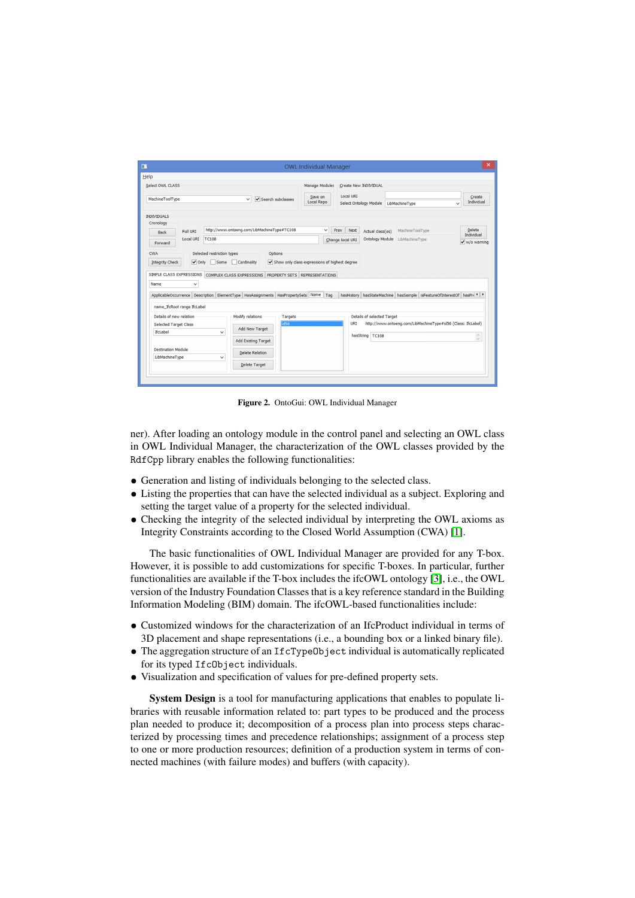**Figure 2.** OntoGui: OWL Individual Manager

ner). After loading an ontology module in the control panel and selecting an OWL class in OWL Individual Manager, the characterization of the OWL classes provided by the `RdfCpp` library enables the following functionalities:

- Generation and listing of individuals belonging to the selected class.
- Listing the properties that can have the selected individual as a subject. Exploring and setting the target value of a property for the selected individual.
- Checking the integrity of the selected individual by interpreting the OWL axioms as Integrity Constraints according to the Closed World Assumption (CWA) [1].

The basic functionalities of OWL Individual Manager are provided for any T-box. However, it is possible to add customizations for specific T-boxes. In particular, further functionalities are available if the T-box includes the ifcOWL ontology [3], i.e., the OWL version of the Industry Foundation Classes that is a key reference standard in the Building Information Modeling (BIM) domain. The ifcOWL-based functionalities include:

- Customized windows for the characterization of an IfcProduct individual in terms of 3D placement and shape representations (i.e., a bounding box or a linked binary file).
- The aggregation structure of an `IfcTypeObject` individual is automatically replicated for its typed `IfcObject` individuals.
- Visualization and specification of values for pre-defined property sets.

**System Design** is a tool for manufacturing applications that enables to populate libraries with reusable information related to: part types to be produced and the process plan needed to produce it; decomposition of a process plan into process steps characterized by processing times and precedence relationships; assignment of a process step to one or more production resources; definition of a production system in terms of connected machines (with failure modes) and buffers (with capacity).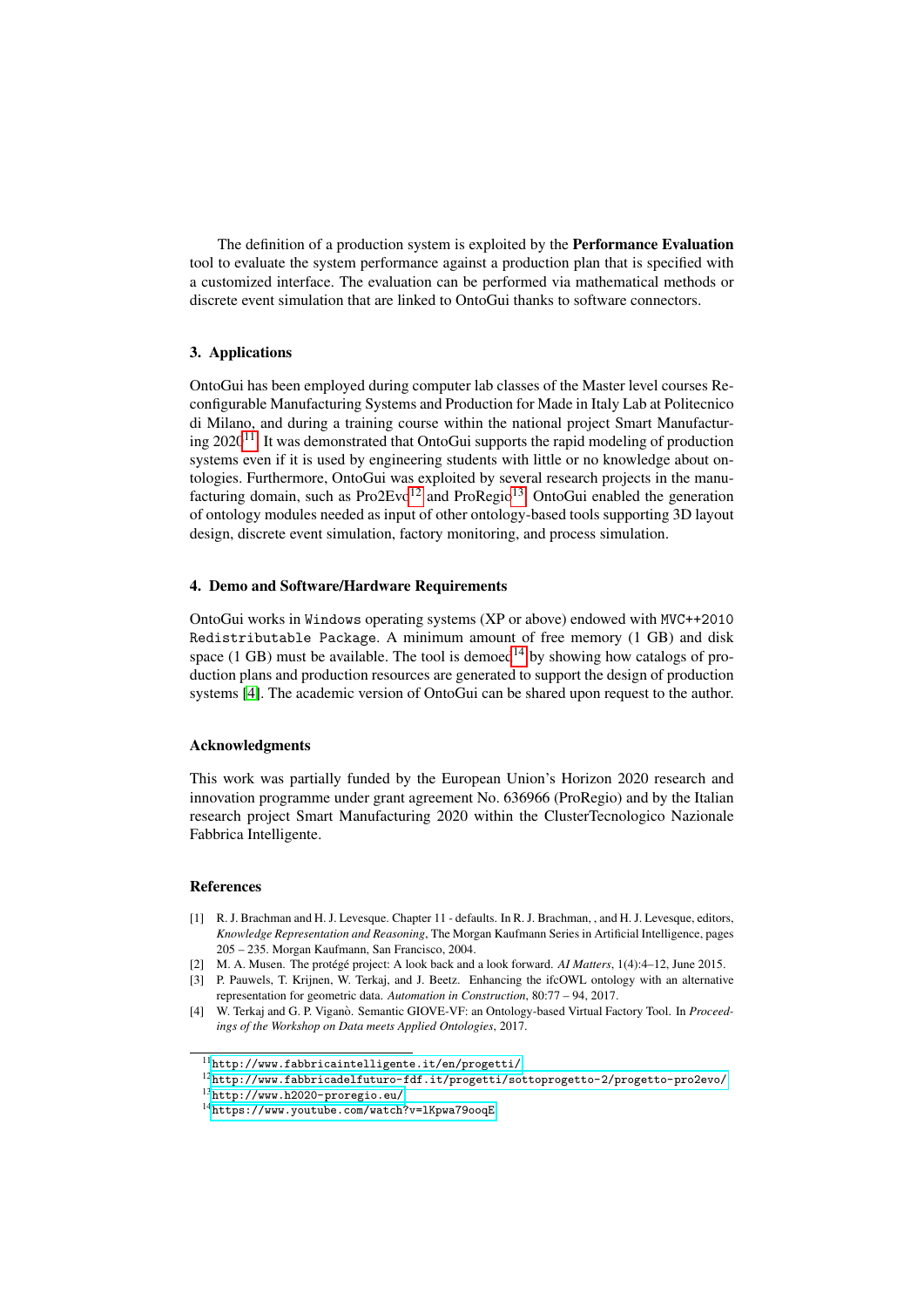The definition of a production system is exploited by the **Performance Evaluation** tool to evaluate the system performance against a production plan that is specified with a customized interface. The evaluation can be performed via mathematical methods or discrete event simulation that are linked to OntoGui thanks to software connectors.

## 3. Applications

OntoGui has been employed during computer lab classes of the Master level courses Reconfigurable Manufacturing Systems and Production for Made in Italy Lab at Politecnico di Milano, and during a training course within the national project Smart Manufacturing 2020[11]. It was demonstrated that OntoGui supports the rapid modeling of production systems even if it is used by engineering students with little or no knowledge about ontologies. Furthermore, OntoGui was exploited by several research projects in the manufacturing domain, such as Pro2Evo[12] and ProRegio[13]. OntoGui enabled the generation of ontology modules needed as input of other ontology-based tools supporting 3D layout design, discrete event simulation, factory monitoring, and process simulation.

## 4. Demo and Software/Hardware Requirements

OntoGui works in `Windows` operating systems (XP or above) endowed with `MVC++2010 Redistributable Package`. A minimum amount of free memory (1 GB) and disk space (1 GB) must be available. The tool is demoed[14] by showing how catalogs of production plans and production resources are generated to support the design of production systems [4]. The academic version of OntoGui can be shared upon request to the author.

## Acknowledgments

This work was partially funded by the European Union's Horizon 2020 research and innovation programme under grant agreement No. 636966 (ProRegio) and by the Italian research project Smart Manufacturing 2020 within the ClusterTecnologico Nazionale Fabbrica Intelligente.

## References

[1] R. J. Brachman and H. J. Levesque. Chapter 11 - defaults. In R. J. Brachman, , and H. J. Levesque, editors, *Knowledge Representation and Reasoning*, The Morgan Kaufmann Series in Artificial Intelligence, pages 205 – 235. Morgan Kaufmann, San Francisco, 2004.

[2] M. A. Musen. The protégé project: A look back and a look forward. *AI Matters*, 1(4):4–12, June 2015.

[3] P. Pauwels, T. Krijnen, W. Terkaj, and J. Beetz. Enhancing the ifcOWL ontology with an alternative representation for geometric data. *Automation in Construction*, 80:77 – 94, 2017.

[4] W. Terkaj and G. P. Viganò. Semantic GIOVE-VF: an Ontology-based Virtual Factory Tool. In *Proceedings of the Workshop on Data meets Applied Ontologies*, 2017.

---

[11] http://www.fabbricaintelligente.it/en/progetti/

[12] http://www.fabbricadelfuturo-fdf.it/progetti/sottoprogetto-2/progetto-pro2evo/

[13] http://www.h2020-proregio.eu/

[14] https://www.youtube.com/watch?v=lKpwa79ooqE